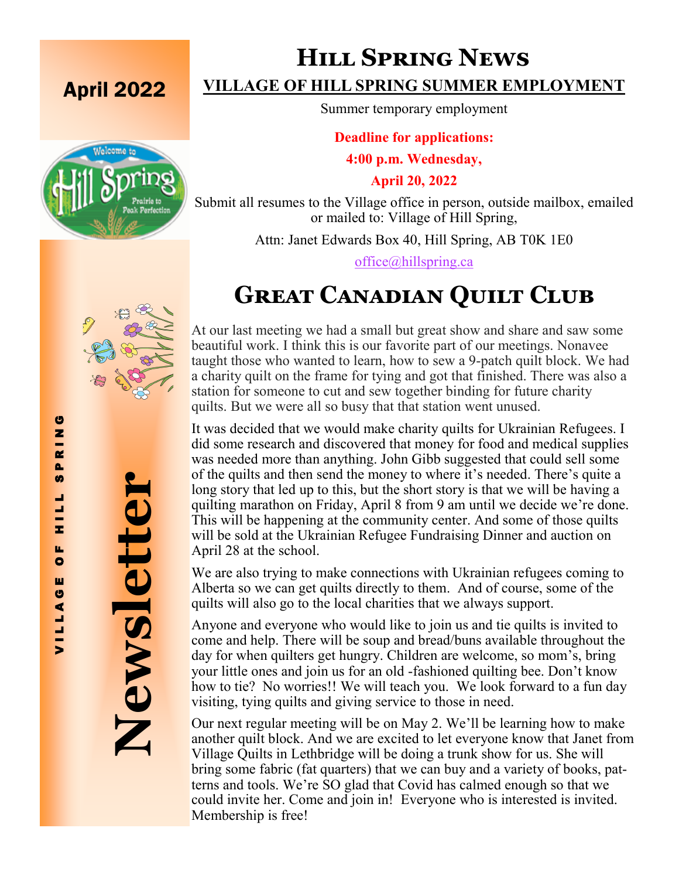April 2022

VILLAGE OF HILL SPRING

Newsletter

# Hill Spring News

## VILLAGE OF HILL SPRING SUMMER EMPLOYMENT

Summer temporary employment

**Deadline for applications:**

**4:00 p.m. Wednesday,**

**April 20, 2022**

Submit all resumes to the Village office in person, outside mailbox, emailed or mailed to: Village of Hill Spring,

Attn: Janet Edwards Box 40, Hill Spring, AB T0K 1E0

office@hillspring.ca

## Great Canadian Quilt Club

At our last meeting we had a small but great show and share and saw some beautiful work. I think this is our favorite part of our meetings. Nonavee taught those who wanted to learn, how to sew a 9-patch quilt block. We had a charity quilt on the frame for tying and got that finished. There was also a station for someone to cut and sew together binding for future charity quilts. But we were all so busy that that station went unused.

It was decided that we would make charity quilts for Ukrainian Refugees. I did some research and discovered that money for food and medical supplies was needed more than anything. John Gibb suggested that could sell some of the quilts and then send the money to where it's needed. There's quite a long story that led up to this, but the short story is that we will be having a quilting marathon on Friday, April 8 from 9 am until we decide we're done. This will be happening at the community center. And some of those quilts will be sold at the Ukrainian Refugee Fundraising Dinner and auction on April 28 at the school.

We are also trying to make connections with Ukrainian refugees coming to Alberta so we can get quilts directly to them. And of course, some of the quilts will also go to the local charities that we always support.

Anyone and everyone who would like to join us and tie quilts is invited to come and help. There will be soup and bread/buns available throughout the day for when quilters get hungry. Children are welcome, so mom's, bring your little ones and join us for an old -fashioned quilting bee. Don't know how to tie? No worries!! We will teach you. We look forward to a fun day visiting, tying quilts and giving service to those in need.

Our next regular meeting will be on May 2. We'll be learning how to make another quilt block. And we are excited to let everyone know that Janet from Village Quilts in Lethbridge will be doing a trunk show for us. She will bring some fabric (fat quarters) that we can buy and a variety of books, patterns and tools. We're SO glad that Covid has calmed enough so that we could invite her. Come and join in! Everyone who is interested is invited. Membership is free!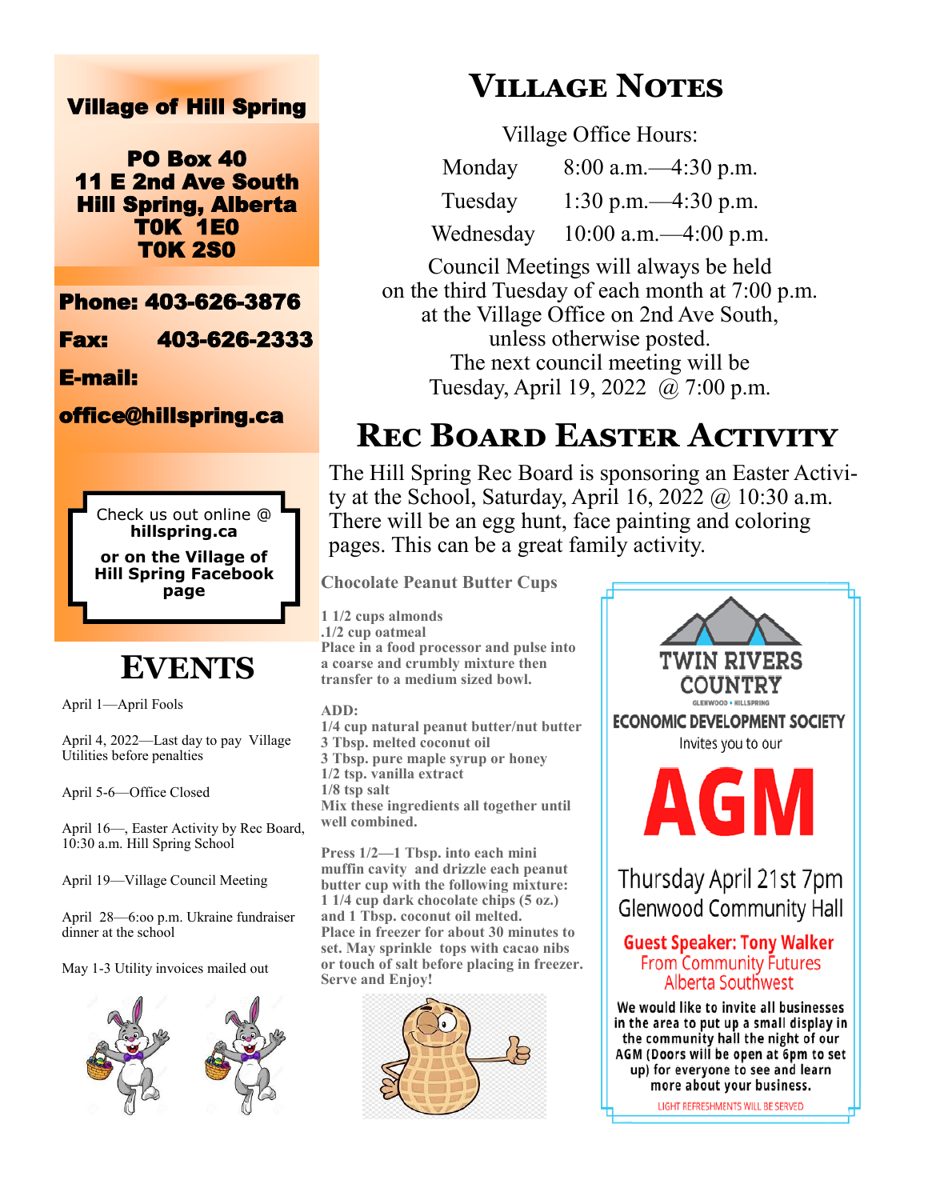**Village of Hill Spring**

**PO Box 40**
**11 E 2nd Ave South**
**Hill Spring, Alberta**
**T0K 1E0**
**T0K 2S0**

**Phone: 403-626-3876**

**Fax: 403-626-2333**

**E-mail:**

**office@hillspring.ca**

Check us out online @ **hillspring.ca**

**or on the Village of Hill Spring Facebook page**

# EVENTS

April 1—April Fools

April 4, 2022—Last day to pay Village Utilities before penalties

April 5-6—Office Closed

April 16—, Easter Activity by Rec Board, 10:30 a.m. Hill Spring School

April 19—Village Council Meeting

April 28—6:oo p.m. Ukraine fundraiser dinner at the school

May 1-3 Utility invoices mailed out

# Village Notes

Village Office Hours:

| | |
|---|---|
| Monday | 8:00 a.m.—4:30 p.m. |
| Tuesday | 1:30 p.m.—4:30 p.m. |
| Wednesday | 10:00 a.m.—4:00 p.m. |

Council Meetings will always be held on the third Tuesday of each month at 7:00 p.m. at the Village Office on 2nd Ave South, unless otherwise posted.
The next council meeting will be Tuesday, April 19, 2022 @ 7:00 p.m.

# Rec Board Easter Activity

The Hill Spring Rec Board is sponsoring an Easter Activity at the School, Saturday, April 16, 2022 @ 10:30 a.m. There will be an egg hunt, face painting and coloring pages. This can be a great family activity.

**Chocolate Peanut Butter Cups**

**1 1/2 cups almonds**
**.1/2 cup oatmeal**
**Place in a food processor and pulse into a coarse and crumbly mixture then transfer to a medium sized bowl.**

**ADD:**
**1/4 cup natural peanut butter/nut butter**
**3 Tbsp. melted coconut oil**
**3 Tbsp. pure maple syrup or honey**
**1/2 tsp. vanilla extract**
**1/8 tsp salt**
**Mix these ingredients all together until well combined.**

**Press 1/2—1 Tbsp. into each mini muffin cavity and drizzle each peanut butter cup with the following mixture:**
**1 1/4 cup dark chocolate chips (5 oz.) and 1 Tbsp. coconut oil melted.**
**Place in freezer for about 30 minutes to set. May sprinkle tops with cacao nibs or touch of salt before placing in freezer. Serve and Enjoy!**

TWIN RIVERS COUNTRY
GLENWOOD • HILLSPRING
**ECONOMIC DEVELOPMENT SOCIETY**
Invites you to our

**AGM**

Thursday April 21st 7pm
Glenwood Community Hall

**Guest Speaker: Tony Walker**
From Community Futures
Alberta Southwest

**We would like to invite all businesses in the area to put up a small display in the community hall the night of our AGM (Doors will be open at 6pm to set up) for everyone to see and learn more about your business.**

LIGHT REFRESHMENTS WILL BE SERVED